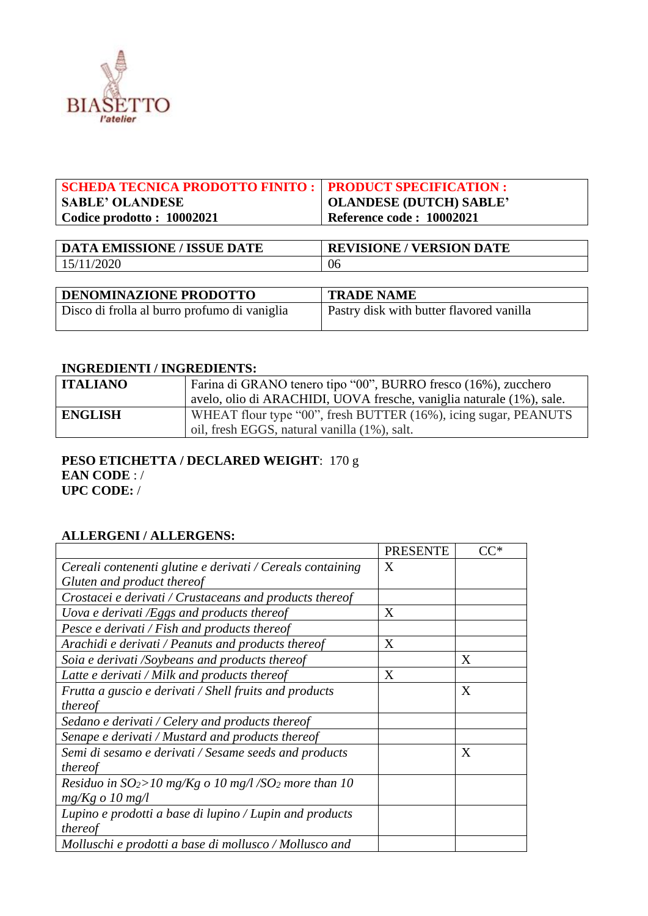BIASETTO
l'atelier

| **SCHEDA TECNICA PRODOTTO FINITO :** **SABLE' OLANDESE** **Codice prodotto : 10002021** | **PRODUCT SPECIFICATION :** **OLANDESE (DUTCH) SABLE'** **Reference code : 10002021** |
|---|---|

| **DATA EMISSIONE / ISSUE DATE** | **REVISIONE / VERSION DATE** |
|---|---|
| 15/11/2020 | 06 |

| **DENOMINAZIONE PRODOTTO** | **TRADE NAME** |
|---|---|
| Disco di frolla al burro profumo di vaniglia | Pastry disk with butter flavored vanilla |

**INGREDIENTI / INGREDIENTS:**

| | |
|---|---|
| **ITALIANO** | Farina di GRANO tenero tipo "00", BURRO fresco (16%), zucchero avelo, olio di ARACHIDI, UOVA fresche, vaniglia naturale (1%), sale. |
| **ENGLISH** | WHEAT flour type "00", fresh BUTTER (16%), icing sugar, PEANUTS oil, fresh EGGS, natural vanilla (1%), salt. |

**PESO ETICHETTA / DECLARED WEIGHT**: 170 g
**EAN CODE** : /
**UPC CODE:** /

**ALLERGENI / ALLERGENS:**

| | PRESENTE | CC* |
|---|---|---|
| *Cereali contenenti glutine e derivati / Cereals containing Gluten and product thereof* | X | |
| *Crostacei e derivati / Crustaceans and products thereof* | | |
| *Uova e derivati /Eggs and products thereof* | X | |
| *Pesce e derivati / Fish and products thereof* | | |
| *Arachidi e derivati / Peanuts and products thereof* | X | |
| *Soia e derivati /Soybeans and products thereof* | | X |
| *Latte e derivati / Milk and products thereof* | X | |
| *Frutta a guscio e derivati / Shell fruits and products thereof* | | X |
| *Sedano e derivati / Celery and products thereof* | | |
| *Senape e derivati / Mustard and products thereof* | | |
| *Semi di sesamo e derivati / Sesame seeds and products thereof* | | X |
| *Residuo in $SO_2$>10 mg/Kg o 10 mg/l /$SO_2$ more than 10 mg/Kg o 10 mg/l* | | |
| *Lupino e prodotti a base di lupino / Lupin and products thereof* | | |
| *Molluschi e prodotti a base di mollusco / Mollusco and* | | |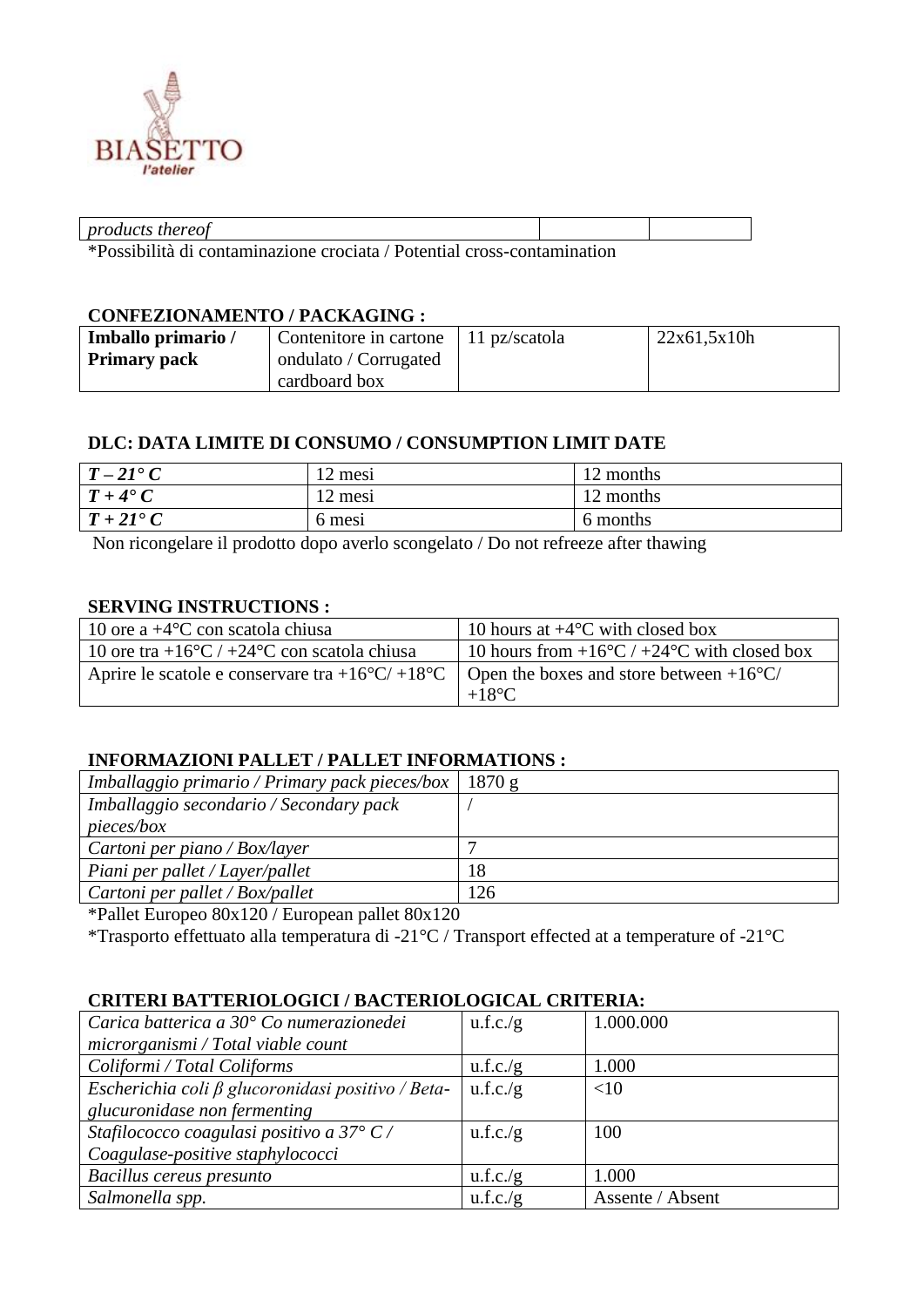| *products thereof* | | |
|---|---|---|

*Possibilità di contaminazione crociata / Potential cross-contamination

## CONFEZIONAMENTO / PACKAGING :

| **Imballo primario / Primary pack** | Contenitore in cartone ondulato / Corrugated cardboard box | 11 pz/scatola | 22x61,5x10h |
|---|---|---|---|

## DLC: DATA LIMITE DI CONSUMO / CONSUMPTION LIMIT DATE

| ***T – 21° C*** | 12 mesi | 12 months |
|---|---|---|
| ***T + 4° C*** | 12 mesi | 12 months |
| ***T + 21° C*** | 6 mesi | 6 months |

Non ricongelare il prodotto dopo averlo scongelato / Do not refreeze after thawing

## SERVING INSTRUCTIONS :

| 10 ore a +4°C con scatola chiusa | 10 hours at +4°C with closed box |
|---|---|
| 10 ore tra +16°C / +24°C con scatola chiusa | 10 hours from +16°C / +24°C with closed box |
| Aprire le scatole e conservare tra +16°C/ +18°C | Open the boxes and store between +16°C/ +18°C |

## INFORMAZIONI PALLET / PALLET INFORMATIONS :

| *Imballaggio primario / Primary pack pieces/box* | 1870 g |
|---|---|
| *Imballaggio secondario / Secondary pack pieces/box* | / |
| *Cartoni per piano / Box/layer* | 7 |
| *Piani per pallet / Layer/pallet* | 18 |
| *Cartoni per pallet / Box/pallet* | 126 |

*Pallet Europeo 80x120 / European pallet 80x120

*Trasporto effettuato alla temperatura di -21°C / Transport effected at a temperature of -21°C

## CRITERI BATTERIOLOGICI / BACTERIOLOGICAL CRITERIA:

| *Carica batterica a 30° Co numerazionedei microrganismi / Total viable count* | u.f.c./g | 1.000.000 |
|---|---|---|
| *Coliformi / Total Coliforms* | u.f.c./g | 1.000 |
| *Escherichia coli β glucoronidasi positivo / Beta-glucuronidase non fermenting* | u.f.c./g | <10 |
| *Stafilococco coagulasi positivo a 37° C / Coagulase-positive staphylococci* | u.f.c./g | 100 |
| *Bacillus cereus presunto* | u.f.c./g | 1.000 |
| *Salmonella spp.* | u.f.c./g | Assente / Absent |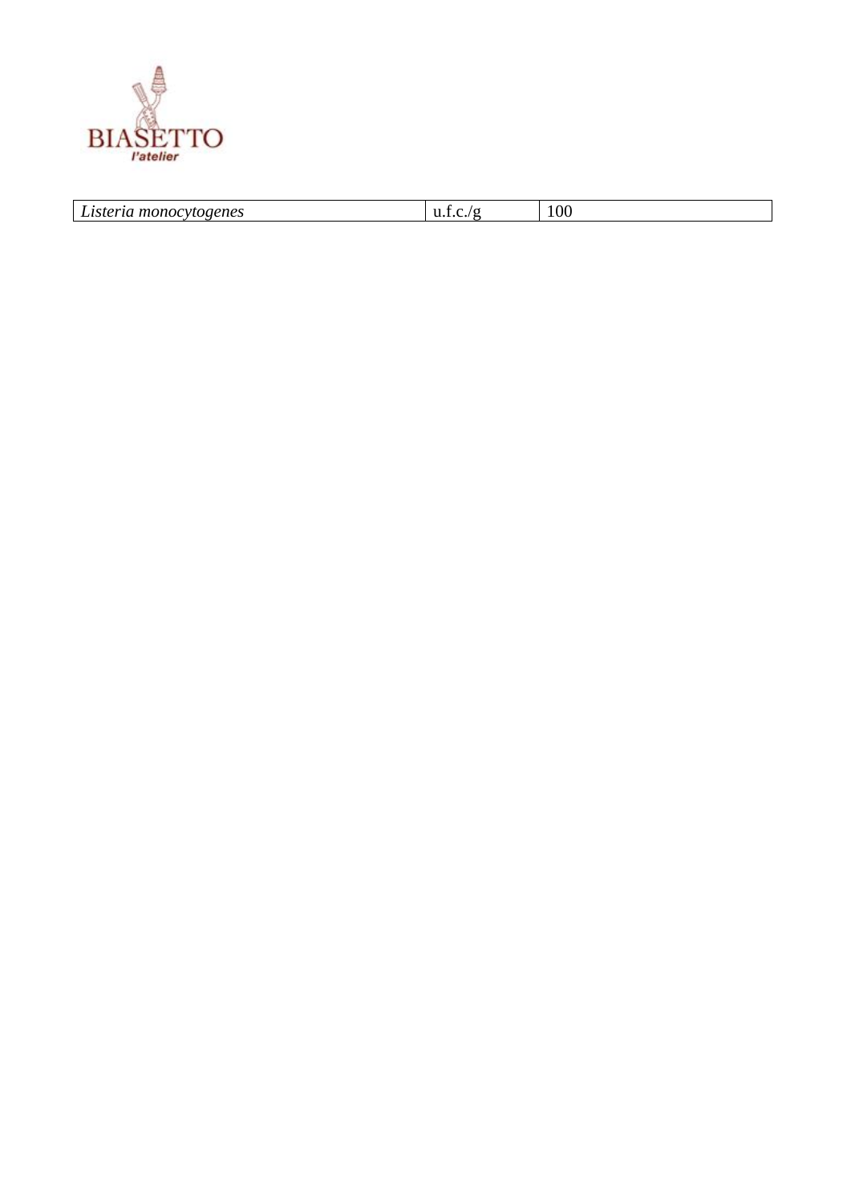| | | |
|---|---|---|
| *Listeria monocytogenes* | u.f.c./g | 100 |